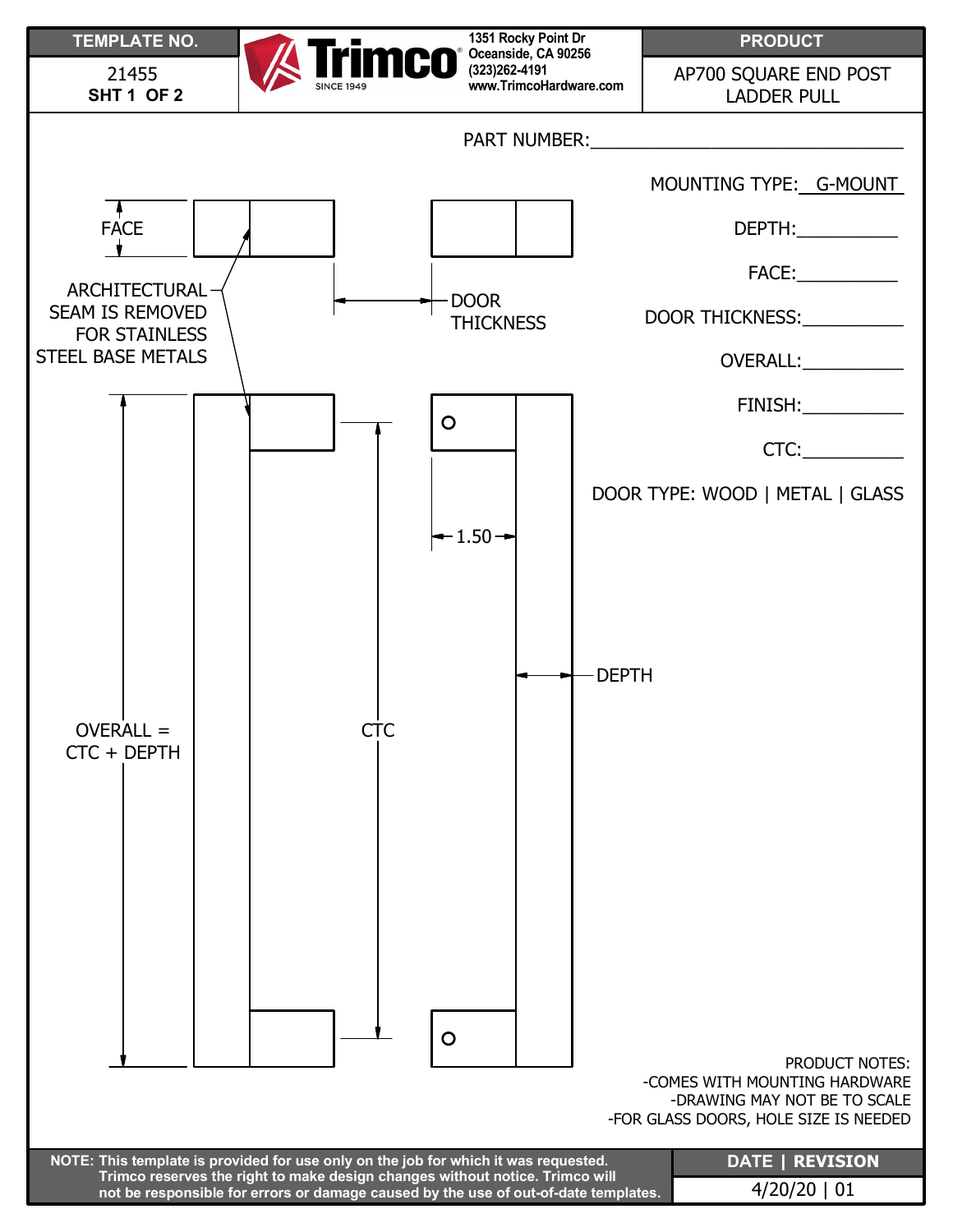| TEMPLATE NO. | Trimco® SINCE 1949 — 1351 Rocky Point Dr, Oceanside, CA 90256, (323)262-4191, www.TrimcoHardware.com | PRODUCT |
|---|---|---|
| 21455 **SHT 1 OF 2** | | AP700 SQUARE END POST LADDER PULL |

PART NUMBER:_______________________________

MOUNTING TYPE: G-MOUNT

DEPTH:__________

FACE:__________

DOOR THICKNESS:__________

OVERALL:__________

FINISH:__________

CTC:__________

DOOR TYPE: WOOD | METAL | GLASS

FACE

ARCHITECTURAL SEAM IS REMOVED FOR STAINLESS STEEL BASE METALS

DOOR THICKNESS

1.50

DEPTH

OVERALL = CTC + DEPTH

CTC

PRODUCT NOTES:
-COMES WITH MOUNTING HARDWARE
-DRAWING MAY NOT BE TO SCALE
-FOR GLASS DOORS, HOLE SIZE IS NEEDED

**NOTE: This template is provided for use only on the job for which it was requested. Trimco reserves the right to make design changes without notice. Trimco will not be responsible for errors or damage caused by the use of out-of-date templates.**

| DATE \| REVISION |
|---|
| 4/20/20 \| 01 |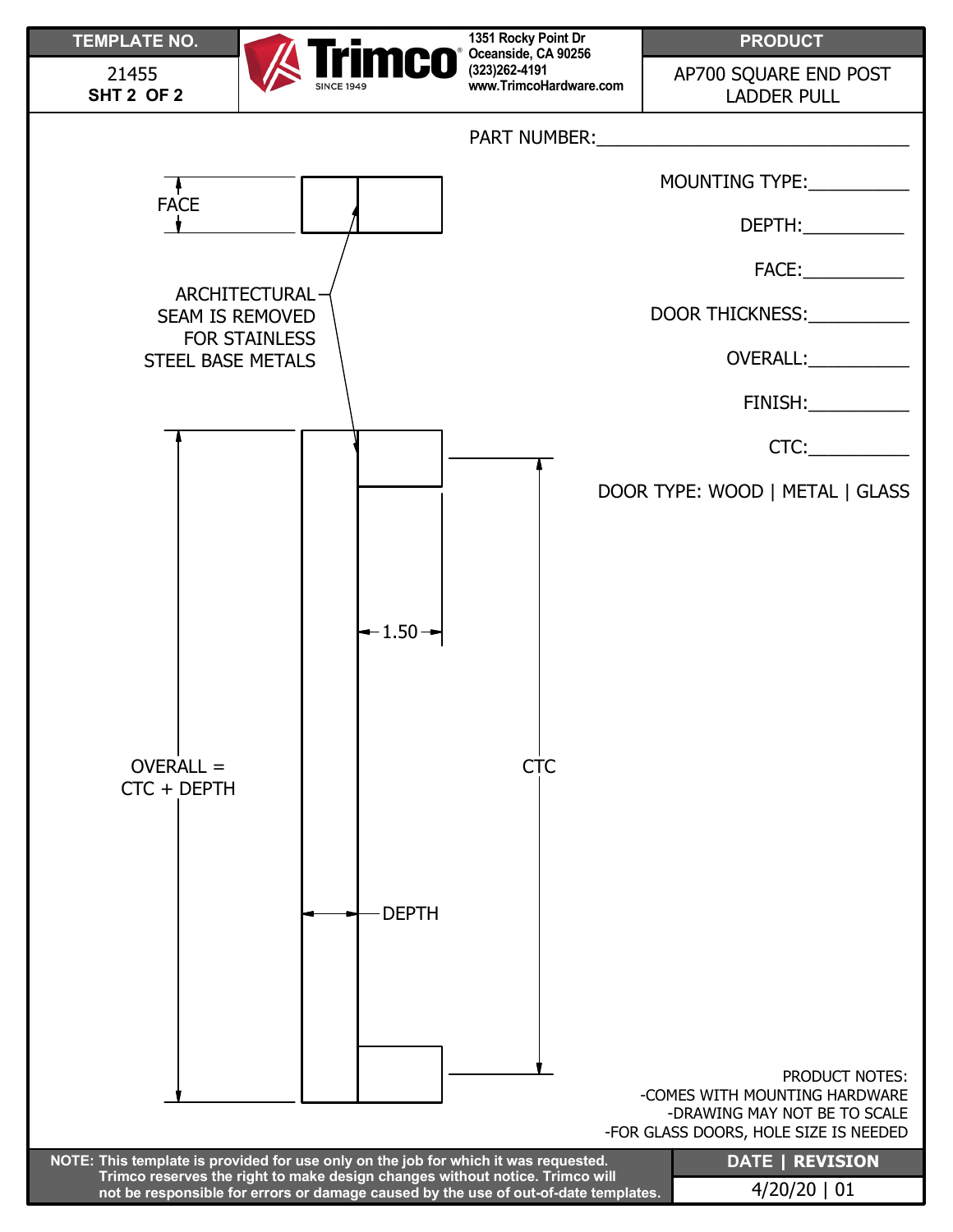| TEMPLATE NO. | | PRODUCT |
|---|---|---|
| 21455 **SHT 2 OF 2** | **Trimco** SINCE 1949 **1351 Rocky Point Dr Oceanside, CA 90256 (323)262-4191 www.TrimcoHardware.com** | AP700 SQUARE END POST LADDER PULL |

PART NUMBER:________________________________

MOUNTING TYPE:__________

DEPTH:__________

FACE:__________

DOOR THICKNESS:__________

OVERALL:__________

FINISH:__________

CTC:__________

DOOR TYPE: WOOD | METAL | GLASS

FACE

ARCHITECTURAL SEAM IS REMOVED FOR STAINLESS STEEL BASE METALS

1.50

OVERALL = CTC + DEPTH

CTC

DEPTH

PRODUCT NOTES:
-COMES WITH MOUNTING HARDWARE
-DRAWING MAY NOT BE TO SCALE
-FOR GLASS DOORS, HOLE SIZE IS NEEDED

**NOTE: This template is provided for use only on the job for which it was requested. Trimco reserves the right to make design changes without notice. Trimco will not be responsible for errors or damage caused by the use of out-of-date templates.**

| **DATE \| REVISION** |
|---|
| 4/20/20 \| 01 |